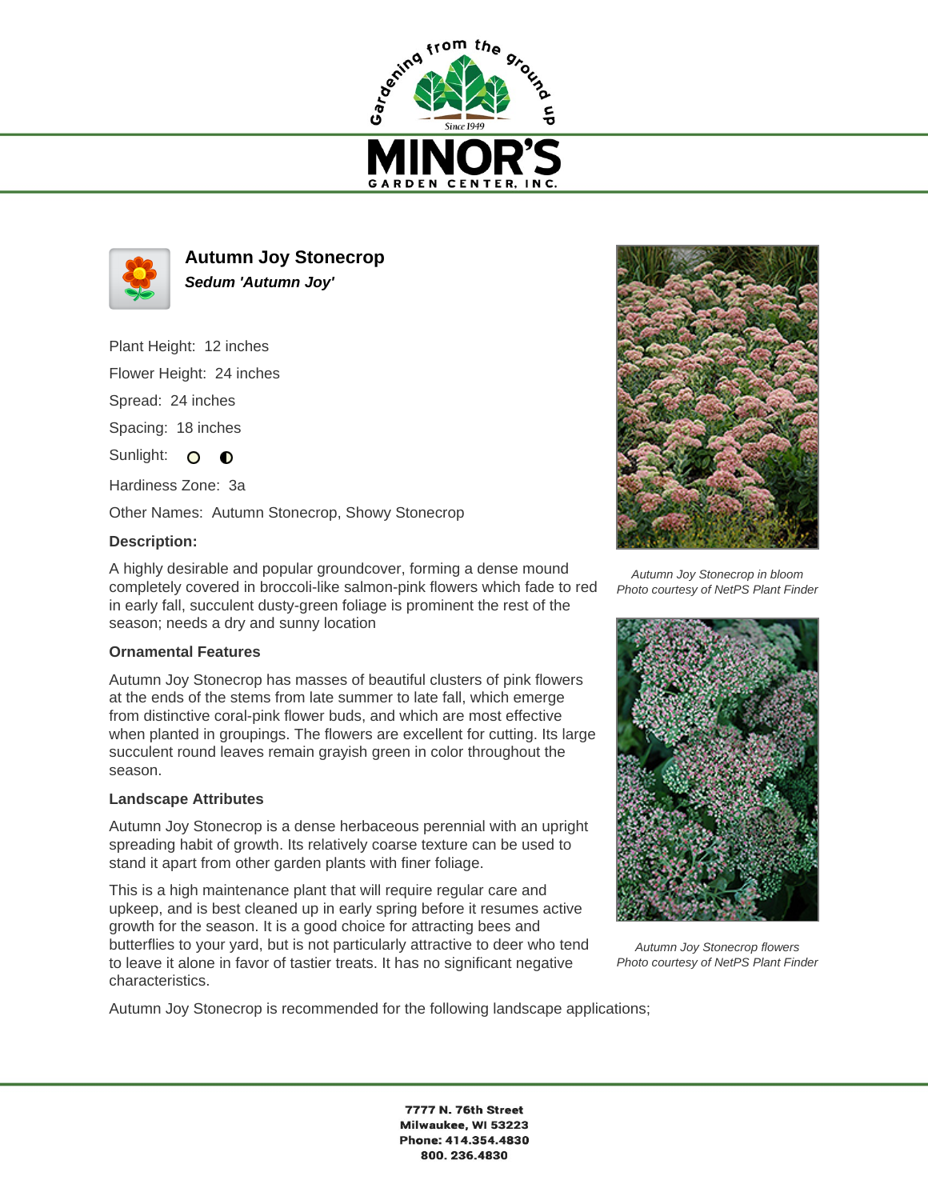# Autumn Joy Stonecrop

***Sedum 'Autumn Joy'***

Plant Height: 12 inches

Flower Height: 24 inches

Spread: 24 inches

Spacing: 18 inches

Sunlight: ○ ◐

Hardiness Zone: 3a

Other Names: Autumn Stonecrop, Showy Stonecrop

**Description:**

A highly desirable and popular groundcover, forming a dense mound completely covered in broccoli-like salmon-pink flowers which fade to red in early fall, succulent dusty-green foliage is prominent the rest of the season; needs a dry and sunny location

### Ornamental Features

Autumn Joy Stonecrop has masses of beautiful clusters of pink flowers at the ends of the stems from late summer to late fall, which emerge from distinctive coral-pink flower buds, and which are most effective when planted in groupings. The flowers are excellent for cutting. Its large succulent round leaves remain grayish green in color throughout the season.

### Landscape Attributes

Autumn Joy Stonecrop is a dense herbaceous perennial with an upright spreading habit of growth. Its relatively coarse texture can be used to stand it apart from other garden plants with finer foliage.

This is a high maintenance plant that will require regular care and upkeep, and is best cleaned up in early spring before it resumes active growth for the season. It is a good choice for attracting bees and butterflies to your yard, but is not particularly attractive to deer who tend to leave it alone in favor of tastier treats. It has no significant negative characteristics.

*Autumn Joy Stonecrop in bloom*
*Photo courtesy of NetPS Plant Finder*

*Autumn Joy Stonecrop flowers*
*Photo courtesy of NetPS Plant Finder*

Autumn Joy Stonecrop is recommended for the following landscape applications;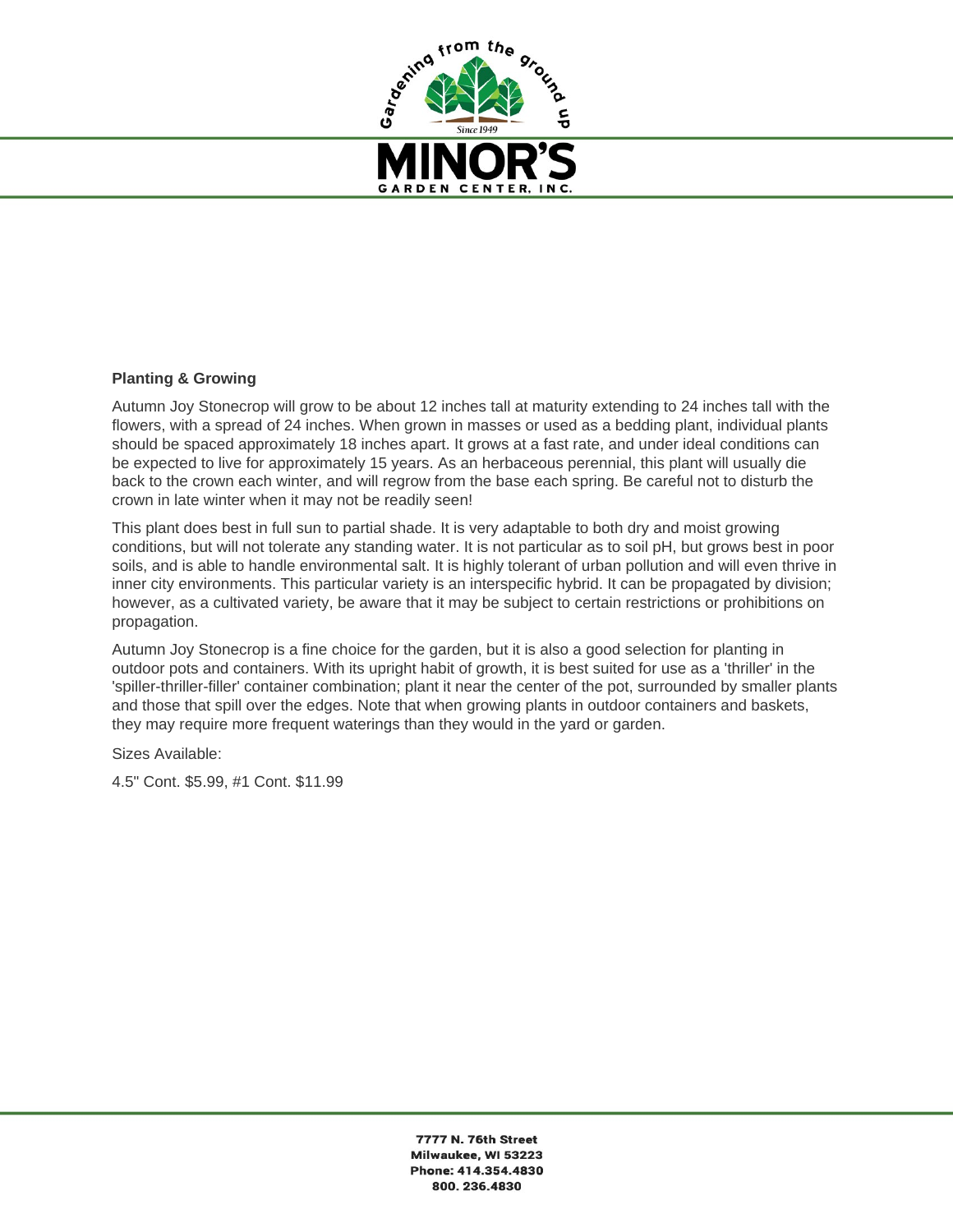**Planting & Growing**

Autumn Joy Stonecrop will grow to be about 12 inches tall at maturity extending to 24 inches tall with the flowers, with a spread of 24 inches. When grown in masses or used as a bedding plant, individual plants should be spaced approximately 18 inches apart. It grows at a fast rate, and under ideal conditions can be expected to live for approximately 15 years. As an herbaceous perennial, this plant will usually die back to the crown each winter, and will regrow from the base each spring. Be careful not to disturb the crown in late winter when it may not be readily seen!

This plant does best in full sun to partial shade. It is very adaptable to both dry and moist growing conditions, but will not tolerate any standing water. It is not particular as to soil pH, but grows best in poor soils, and is able to handle environmental salt. It is highly tolerant of urban pollution and will even thrive in inner city environments. This particular variety is an interspecific hybrid. It can be propagated by division; however, as a cultivated variety, be aware that it may be subject to certain restrictions or prohibitions on propagation.

Autumn Joy Stonecrop is a fine choice for the garden, but it is also a good selection for planting in outdoor pots and containers. With its upright habit of growth, it is best suited for use as a 'thriller' in the 'spiller-thriller-filler' container combination; plant it near the center of the pot, surrounded by smaller plants and those that spill over the edges. Note that when growing plants in outdoor containers and baskets, they may require more frequent waterings than they would in the yard or garden.

Sizes Available:

4.5" Cont. $5.99, #1 Cont. $11.99